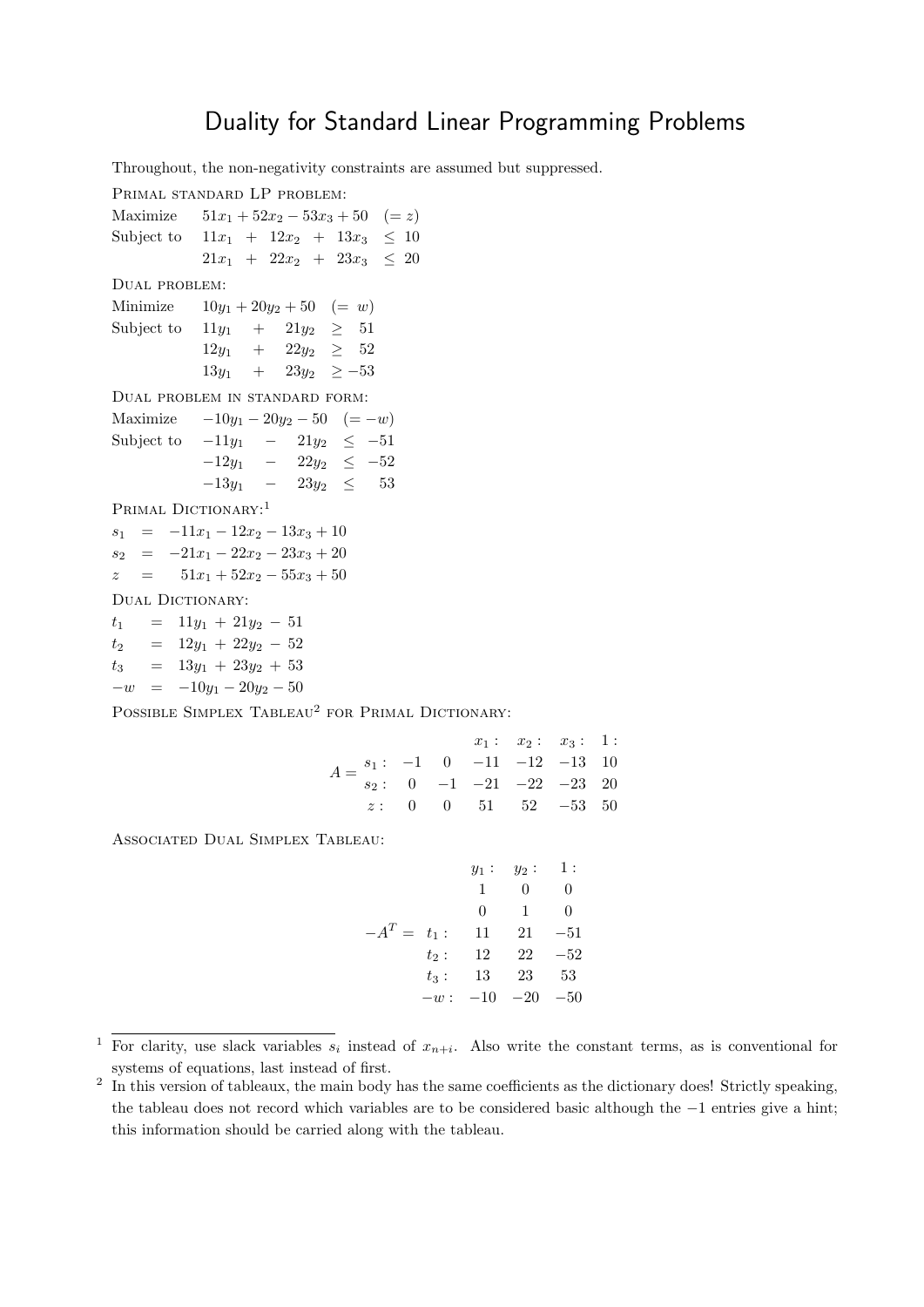# Duality for Standard Linear Programming Problems

Throughout, the non-negativity constraints are assumed but suppressed.

Primal standard LP problem:

$$
\begin{array}{lrcrcrcl}
\text{Maximize} & 51x_1 + 52x_2 - 53x_3 + 50 \quad (= z) \\
\text{Subject to} & 11x_1 & + & 12x_2 & + & 13x_3 & \leq & 10 \\
& 21x_1 & + & 22x_2 & + & 23x_3 & \leq & 20
\end{array}
$$

Dual problem:

$$
\begin{array}{lrcrcl}
\text{Minimize} & 10y_1 + 20y_2 + 50 \quad (= w) \\
\text{Subject to} & 11y_1 & + & 21y_2 & \geq & 51 \\
& 12y_1 & + & 22y_2 & \geq & 52 \\
& 13y_1 & + & 23y_2 & \geq & -53
\end{array}
$$

Dual problem in standard form:

$$
\begin{array}{lrcrcl}
\text{Maximize} & -10y_1 - 20y_2 - 50 \quad (= -w) \\
\text{Subject to} & -11y_1 & - & 21y_2 & \leq & -51 \\
& -12y_1 & - & 22y_2 & \leq & -52 \\
& -13y_1 & - & 23y_2 & \leq & 53
\end{array}
$$

Primal Dictionary:[1]

$$
\begin{array}{rcl}
s_1 & = & -11x_1 - 12x_2 - 13x_3 + 10 \\
s_2 & = & -21x_1 - 22x_2 - 23x_3 + 20 \\
z & = & 51x_1 + 52x_2 - 55x_3 + 50
\end{array}
$$

Dual Dictionary:

$$
\begin{array}{rcl}
t_1 & = & 11y_1 + 21y_2 - 51 \\
t_2 & = & 12y_1 + 22y_2 - 52 \\
t_3 & = & 13y_1 + 23y_2 + 53 \\
-w & = & -10y_1 - 20y_2 - 50
\end{array}
$$

Possible Simplex Tableau[2] for Primal Dictionary:

$$
A = \begin{array}{r|rrrrrr}
 & & & x_1: & x_2: & x_3: & 1: \\
s_1: & -1 & 0 & -11 & -12 & -13 & 10 \\
s_2: & 0 & -1 & -21 & -22 & -23 & 20 \\
z: & 0 & 0 & 51 & 52 & -53 & 50
\end{array}
$$

Associated Dual Simplex Tableau:

$$
-A^T = \begin{array}{r|rrr}
 & y_1: & y_2: & 1: \\
 & 1 & 0 & 0 \\
 & 0 & 1 & 0 \\
t_1: & 11 & 21 & -51 \\
t_2: & 12 & 22 & -52 \\
t_3: & 13 & 23 & 53 \\
-w: & -10 & -20 & -50
\end{array}
$$

---

[1] For clarity, use slack variables $s_i$ instead of $x_{n+i}$. Also write the constant terms, as is conventional for systems of equations, last instead of first.

[2] In this version of tableaux, the main body has the same coefficients as the dictionary does! Strictly speaking, the tableau does not record which variables are to be considered basic although the $-1$ entries give a hint; this information should be carried along with the tableau.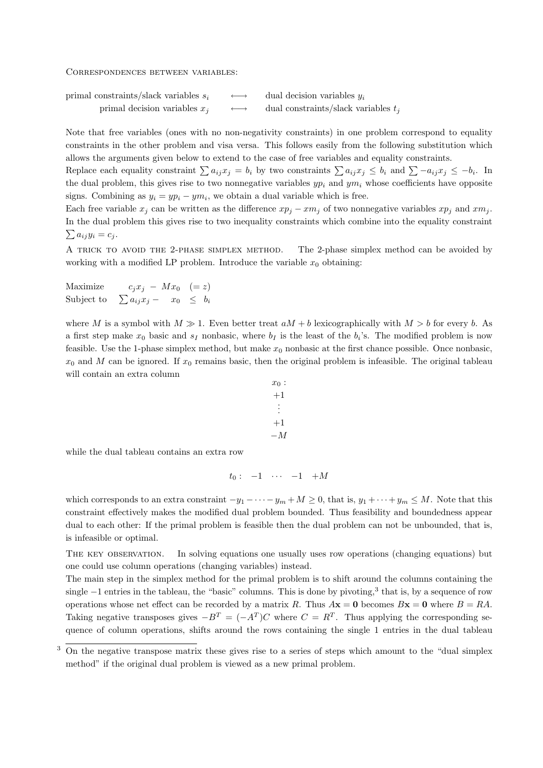Correspondences between variables:

| | | |
|---|---|---|
| primal constraints/slack variables $s_i$ | $\longleftrightarrow$ | dual decision variables $y_i$ |
| primal decision variables $x_j$ | $\longleftrightarrow$ | dual constraints/slack variables $t_j$ |

Note that free variables (ones with no non-negativity constraints) in one problem correspond to equality constraints in the other problem and visa versa. This follows easily from the following substitution which allows the arguments given below to extend to the case of free variables and equality constraints.
Replace each equality constraint $\sum a_{ij}x_j = b_i$ by two constraints $\sum a_{ij}x_j \leq b_i$ and $\sum -a_{ij}x_j \leq -b_i$. In the dual problem, this gives rise to two nonnegative variables $yp_i$ and $ym_i$ whose coefficients have opposite signs. Combining as $y_i = yp_i - ym_i$, we obtain a dual variable which is free.
Each free variable $x_j$ can be written as the difference $xp_j - xm_j$ of two nonnegative variables $xp_j$ and $xm_j$. In the dual problem this gives rise to two inequality constraints which combine into the equality constraint $\sum a_{ij}y_i = c_j$.

A trick to avoid the 2-phase simplex method. The 2-phase simplex method can be avoided by working with a modified LP problem. Introduce the variable $x_0$ obtaining:

$$\begin{array}{lrcl} \text{Maximize} & c_jx_j & - & Mx_0 \quad (= z) \\ \text{Subject to} & \sum a_{ij}x_j & - & x_0 \quad \leq \quad b_i \end{array}$$

where $M$ is a symbol with $M \gg 1$. Even better treat $aM + b$ lexicographically with $M > b$ for every $b$. As a first step make $x_0$ basic and $s_I$ nonbasic, where $b_I$ is the least of the $b_i$'s. The modified problem is now feasible. Use the 1-phase simplex method, but make $x_0$ nonbasic at the first chance possible. Once nonbasic, $x_0$ and $M$ can be ignored. If $x_0$ remains basic, then the original problem is infeasible. The original tableau will contain an extra column

$$\begin{array}{c} x_0: \\ +1 \\ \vdots \\ +1 \\ -M \end{array}$$

while the dual tableau contains an extra row

$$t_0: \quad -1 \quad \cdots \quad -1 \quad +M$$

which corresponds to an extra constraint $-y_1 - \cdots - y_m + M \geq 0$, that is, $y_1 + \cdots + y_m \leq M$. Note that this constraint effectively makes the modified dual problem bounded. Thus feasibility and boundedness appear dual to each other: If the primal problem is feasible then the dual problem can not be unbounded, that is, is infeasible or optimal.

The key observation. In solving equations one usually uses row operations (changing equations) but one could use column operations (changing variables) instead.
The main step in the simplex method for the primal problem is to shift around the columns containing the single $-1$ entries in the tableau, the "basic" columns. This is done by pivoting,[3] that is, by a sequence of row operations whose net effect can be recorded by a matrix $R$. Thus $A\mathbf{x} = \mathbf{0}$ becomes $B\mathbf{x} = \mathbf{0}$ where $B = RA$. Taking negative transposes gives $-B^T = (-A^T)C$ where $C = R^T$. Thus applying the corresponding sequence of column operations, shifts around the rows containing the single 1 entries in the dual tableau

[3] On the negative transpose matrix these gives rise to a series of steps which amount to the "dual simplex method" if the original dual problem is viewed as a new primal problem.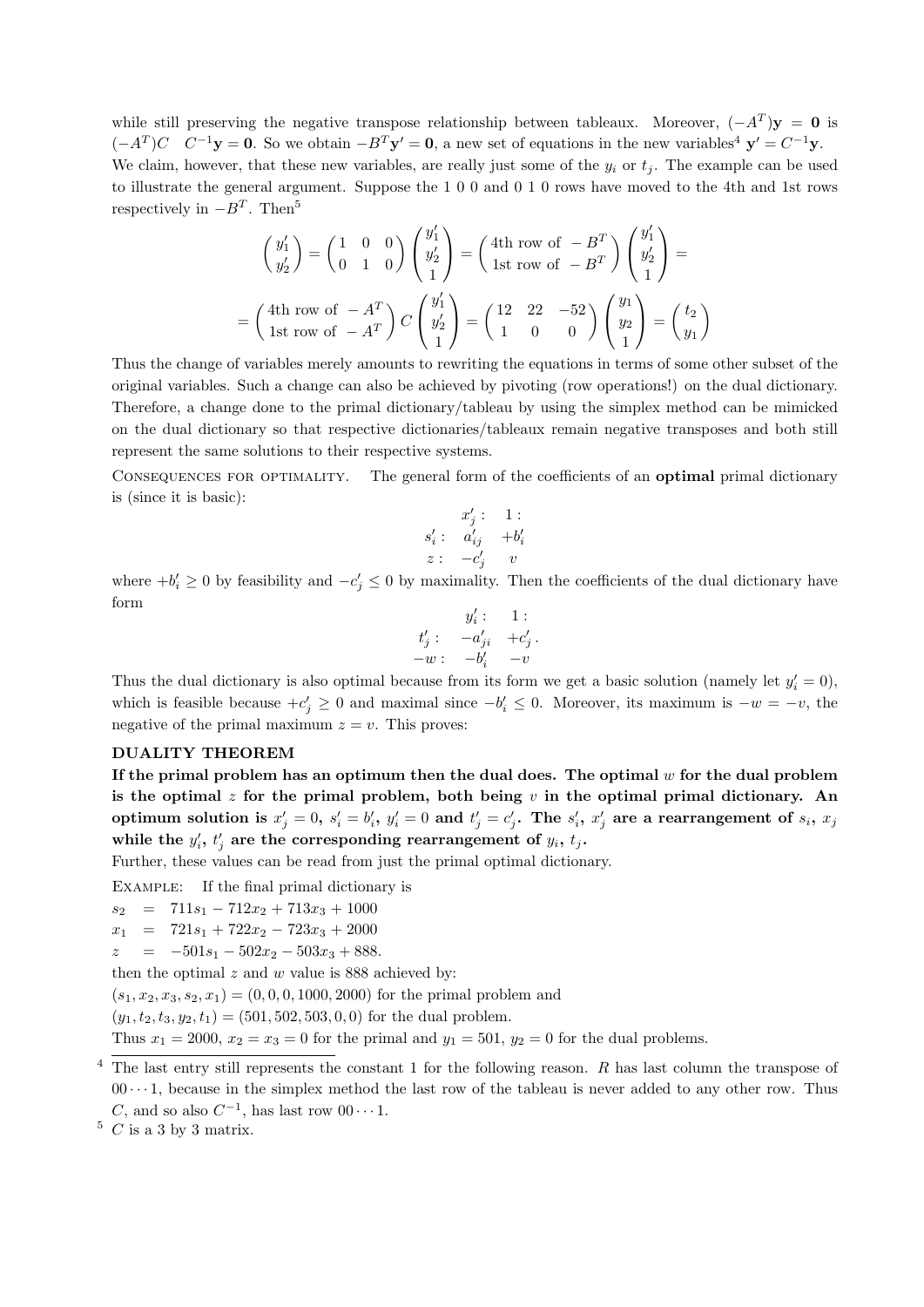while still preserving the negative transpose relationship between tableaux. Moreover, $(-A^T)\mathbf{y} = \mathbf{0}$ is $(-A^T)C \quad C^{-1}\mathbf{y} = \mathbf{0}$. So we obtain $-B^T\mathbf{y}' = \mathbf{0}$, a new set of equations in the new variables[4] $\mathbf{y}' = C^{-1}\mathbf{y}$. We claim, however, that these new variables, are really just some of the $y_i$ or $t_j$. The example can be used to illustrate the general argument. Suppose the 1 0 0 and 0 1 0 rows have moved to the 4th and 1st rows respectively in $-B^T$. Then[5]

$$\begin{pmatrix} y_1' \\ y_2' \end{pmatrix} = \begin{pmatrix} 1 & 0 & 0 \\ 0 & 1 & 0 \end{pmatrix} \begin{pmatrix} y_1' \\ y_2' \\ 1 \end{pmatrix} = \begin{pmatrix} \text{4th row of } -B^T \\ \text{1st row of } -B^T \end{pmatrix} \begin{pmatrix} y_1' \\ y_2' \\ 1 \end{pmatrix} =$$

$$= \begin{pmatrix} \text{4th row of } -A^T \\ \text{1st row of } -A^T \end{pmatrix} C \begin{pmatrix} y_1' \\ y_2' \\ 1 \end{pmatrix} = \begin{pmatrix} 12 & 22 & -52 \\ 1 & 0 & 0 \end{pmatrix} \begin{pmatrix} y_1 \\ y_2 \\ 1 \end{pmatrix} = \begin{pmatrix} t_2 \\ y_1 \end{pmatrix}$$

Thus the change of variables merely amounts to rewriting the equations in terms of some other subset of the original variables. Such a change can also be achieved by pivoting (row operations!) on the dual dictionary. Therefore, a change done to the primal dictionary/tableau by using the simplex method can be mimicked on the dual dictionary so that respective dictionaries/tableaux remain negative transposes and both still represent the same solutions to their respective systems.

Consequences for optimality. The general form of the coefficients of an **optimal** primal dictionary is (since it is basic):

$$\begin{array}{rcc} & x_j' : & 1 : \\ s_i' : & a_{ij}' & +b_i' \\ z : & -c_j' & v \end{array}$$

where $+b_i' \geq 0$ by feasibility and $-c_j' \leq 0$ by maximality. Then the coefficients of the dual dictionary have form

$$\begin{array}{rcc} & y_i' : & 1 : \\ t_j' : & -a_{ji}' & +c_j' \\ -w : & -b_i' & -v \end{array}.$$

Thus the dual dictionary is also optimal because from its form we get a basic solution (namely let $y_i' = 0$), which is feasible because $+c_j' \geq 0$ and maximal since $-b_i' \leq 0$. Moreover, its maximum is $-w = -v$, the negative of the primal maximum $z = v$. This proves:

**DUALITY THEOREM**

**If the primal problem has an optimum then the dual does. The optimal $w$ for the dual problem is the optimal $z$ for the primal problem, both being $v$ in the optimal primal dictionary. An optimum solution is $x_j' = 0$, $s_i' = b_i'$, $y_i' = 0$ and $t_j' = c_j'$. The $s_i'$, $x_j'$ are a rearrangement of $s_i$, $x_j$ while the $y_i'$, $t_j'$ are the corresponding rearrangement of $y_i$, $t_j$.**

Further, these values can be read from just the primal optimal dictionary.

Example: If the final primal dictionary is

$s_2 \;=\; 711s_1 - 712x_2 + 713x_3 + 1000$

$x_1 \;=\; 721s_1 + 722x_2 - 723x_3 + 2000$

$z \;=\; -501s_1 - 502x_2 - 503x_3 + 888.$

then the optimal $z$ and $w$ value is 888 achieved by:

$(s_1, x_2, x_3, s_2, x_1) = (0, 0, 0, 1000, 2000)$ for the primal problem and

$(y_1, t_2, t_3, y_2, t_1) = (501, 502, 503, 0, 0)$ for the dual problem.

Thus $x_1 = 2000$, $x_2 = x_3 = 0$ for the primal and $y_1 = 501$, $y_2 = 0$ for the dual problems.

---

[4] The last entry still represents the constant 1 for the following reason. $R$ has last column the transpose of $00\cdots1$, because in the simplex method the last row of the tableau is never added to any other row. Thus $C$, and so also $C^{-1}$, has last row $00\cdots1$.

[5] $C$ is a 3 by 3 matrix.